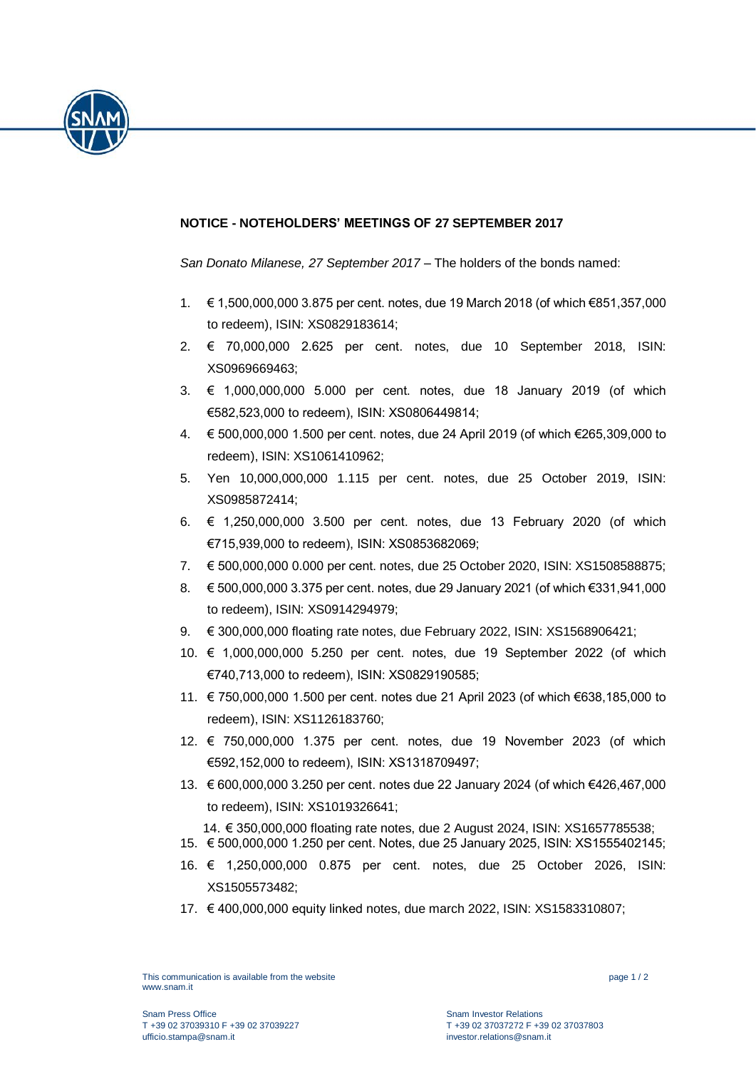**NOTICE - NOTEHOLDERS' MEETINGS OF 27 SEPTEMBER 2017**

*San Donato Milanese, 27 September 2017* – The holders of the bonds named:

1. € 1,500,000,000 3.875 per cent. notes, due 19 March 2018 (of which €851,357,000 to redeem), ISIN: XS0829183614;
2. € 70,000,000 2.625 per cent. notes, due 10 September 2018, ISIN: XS0969669463;
3. € 1,000,000,000 5.000 per cent. notes, due 18 January 2019 (of which €582,523,000 to redeem), ISIN: XS0806449814;
4. € 500,000,000 1.500 per cent. notes, due 24 April 2019 (of which €265,309,000 to redeem), ISIN: XS1061410962;
5. Yen 10,000,000,000 1.115 per cent. notes, due 25 October 2019, ISIN: XS0985872414;
6. € 1,250,000,000 3.500 per cent. notes, due 13 February 2020 (of which €715,939,000 to redeem), ISIN: XS0853682069;
7. € 500,000,000 0.000 per cent. notes, due 25 October 2020, ISIN: XS1508588875;
8. € 500,000,000 3.375 per cent. notes, due 29 January 2021 (of which €331,941,000 to redeem), ISIN: XS0914294979;
9. € 300,000,000 floating rate notes, due February 2022, ISIN: XS1568906421;
10. € 1,000,000,000 5.250 per cent. notes, due 19 September 2022 (of which €740,713,000 to redeem), ISIN: XS0829190585;
11. € 750,000,000 1.500 per cent. notes due 21 April 2023 (of which €638,185,000 to redeem), ISIN: XS1126183760;
12. € 750,000,000 1.375 per cent. notes, due 19 November 2023 (of which €592,152,000 to redeem), ISIN: XS1318709497;
13. € 600,000,000 3.250 per cent. notes due 22 January 2024 (of which €426,467,000 to redeem), ISIN: XS1019326641;
14. € 350,000,000 floating rate notes, due 2 August 2024, ISIN: XS1657785538;
15. € 500,000,000 1.250 per cent. Notes, due 25 January 2025, ISIN: XS1555402145;
16. € 1,250,000,000 0.875 per cent. notes, due 25 October 2026, ISIN: XS1505573482;
17. € 400,000,000 equity linked notes, due march 2022, ISIN: XS1583310807;

This communication is available from the website www.snam.it

Snam Press Office
T +39 02 37039310 F +39 02 37039227
ufficio.stampa@snam.it

Snam Investor Relations
T +39 02 37037272 F +39 02 37037803
investor.relations@snam.it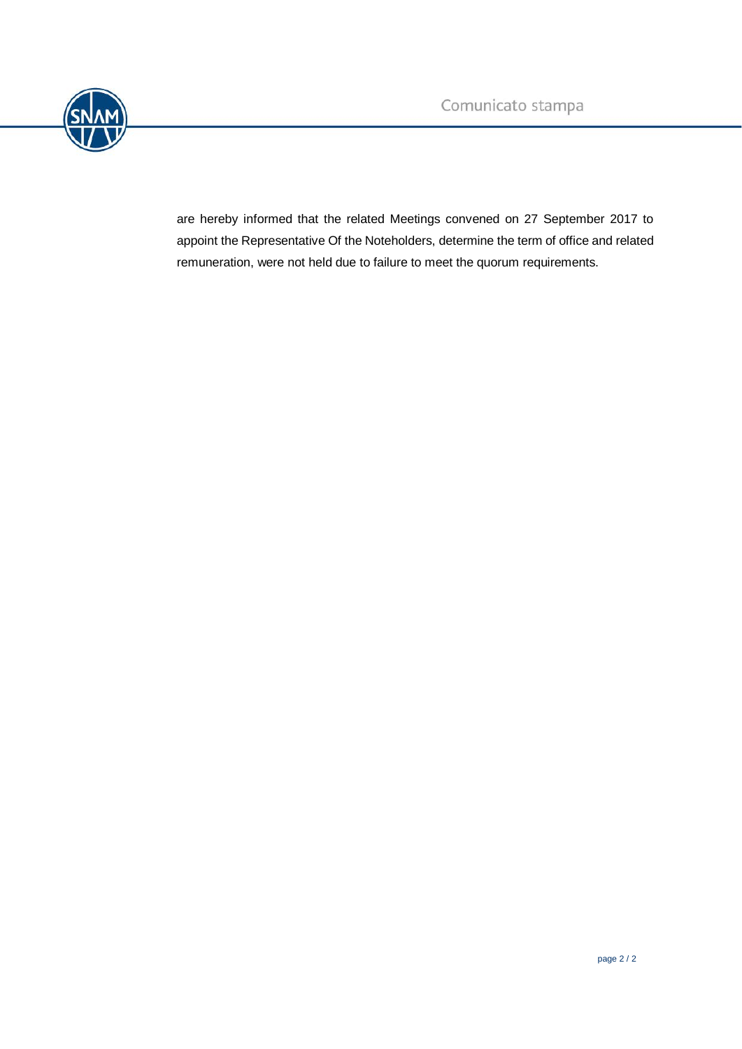are hereby informed that the related Meetings convened on 27 September 2017 to appoint the Representative Of the Noteholders, determine the term of office and related remuneration, were not held due to failure to meet the quorum requirements.